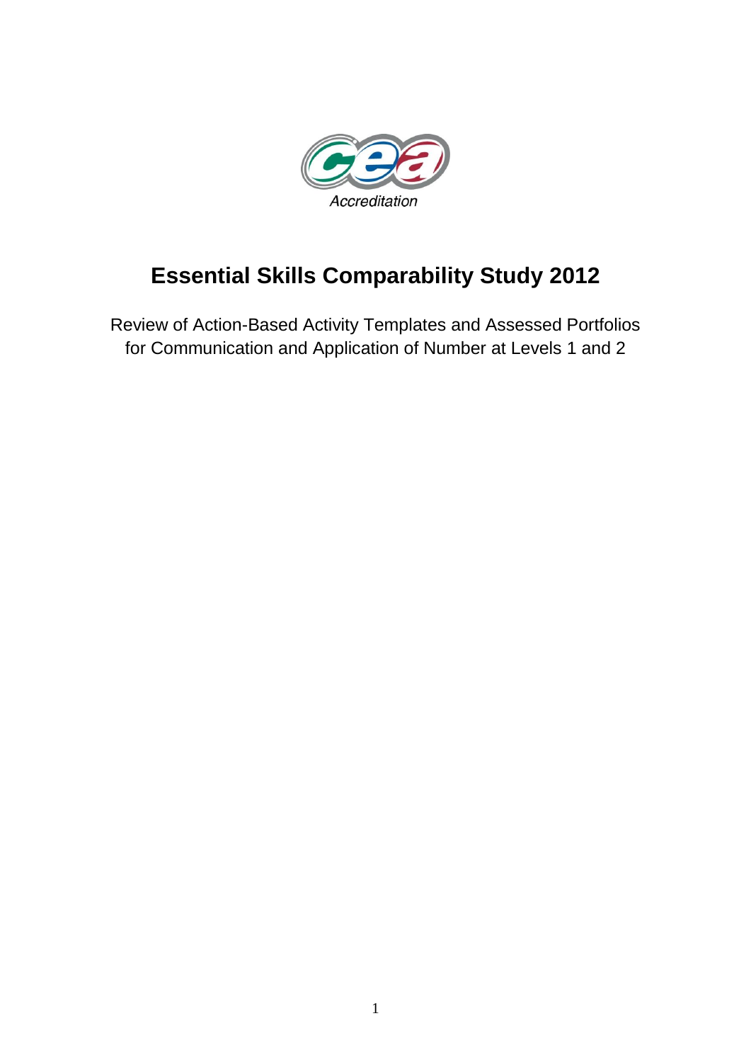# Essential Skills Comparability Study 2012

Review of Action-Based Activity Templates and Assessed Portfolios for Communication and Application of Number at Levels 1 and 2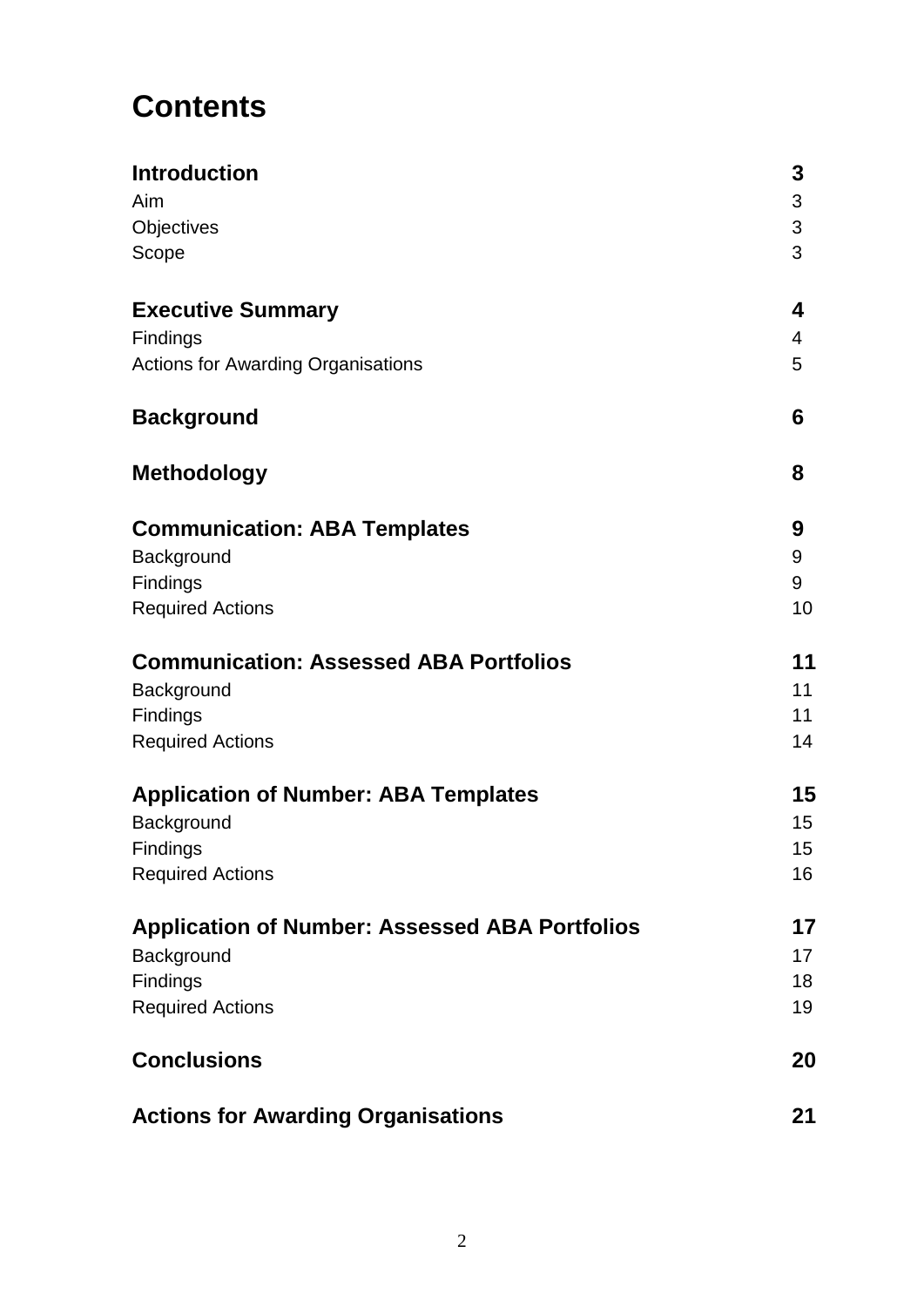# Contents

| | |
|---|---|
| **Introduction** | **3** |
| Aim | 3 |
| Objectives | 3 |
| Scope | 3 |
| **Executive Summary** | **4** |
| Findings | 4 |
| Actions for Awarding Organisations | 5 |
| **Background** | **6** |
| **Methodology** | **8** |
| **Communication: ABA Templates** | **9** |
| Background | 9 |
| Findings | 9 |
| Required Actions | 10 |
| **Communication: Assessed ABA Portfolios** | **11** |
| Background | 11 |
| Findings | 11 |
| Required Actions | 14 |
| **Application of Number: ABA Templates** | **15** |
| Background | 15 |
| Findings | 15 |
| Required Actions | 16 |
| **Application of Number: Assessed ABA Portfolios** | **17** |
| Background | 17 |
| Findings | 18 |
| Required Actions | 19 |
| **Conclusions** | **20** |
| **Actions for Awarding Organisations** | **21** |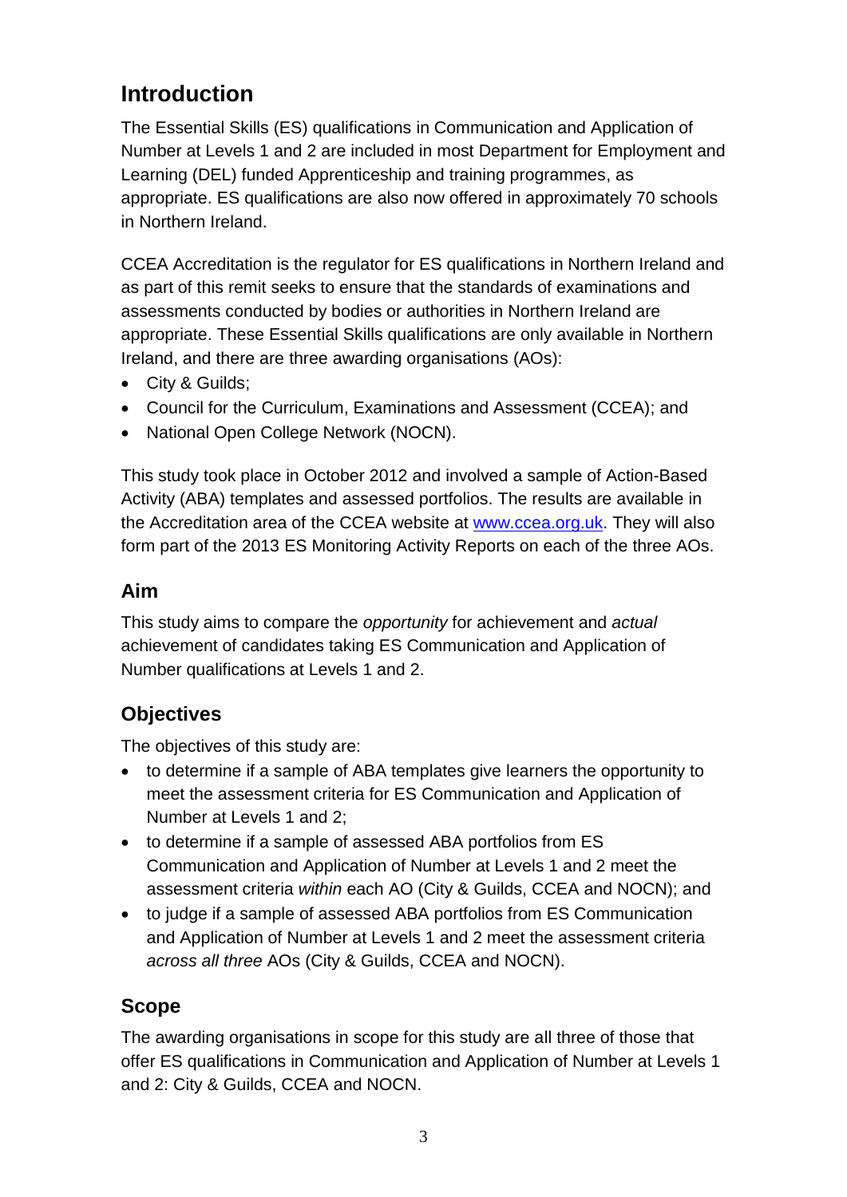## Introduction

The Essential Skills (ES) qualifications in Communication and Application of Number at Levels 1 and 2 are included in most Department for Employment and Learning (DEL) funded Apprenticeship and training programmes, as appropriate. ES qualifications are also now offered in approximately 70 schools in Northern Ireland.

CCEA Accreditation is the regulator for ES qualifications in Northern Ireland and as part of this remit seeks to ensure that the standards of examinations and assessments conducted by bodies or authorities in Northern Ireland are appropriate. These Essential Skills qualifications are only available in Northern Ireland, and there are three awarding organisations (AOs):

- City & Guilds;
- Council for the Curriculum, Examinations and Assessment (CCEA); and
- National Open College Network (NOCN).

This study took place in October 2012 and involved a sample of Action-Based Activity (ABA) templates and assessed portfolios. The results are available in the Accreditation area of the CCEA website at [www.ccea.org.uk](http://www.ccea.org.uk). They will also form part of the 2013 ES Monitoring Activity Reports on each of the three AOs.

### Aim

This study aims to compare the *opportunity* for achievement and *actual* achievement of candidates taking ES Communication and Application of Number qualifications at Levels 1 and 2.

### Objectives

The objectives of this study are:

- to determine if a sample of ABA templates give learners the opportunity to meet the assessment criteria for ES Communication and Application of Number at Levels 1 and 2;
- to determine if a sample of assessed ABA portfolios from ES Communication and Application of Number at Levels 1 and 2 meet the assessment criteria *within* each AO (City & Guilds, CCEA and NOCN); and
- to judge if a sample of assessed ABA portfolios from ES Communication and Application of Number at Levels 1 and 2 meet the assessment criteria *across all three* AOs (City & Guilds, CCEA and NOCN).

### Scope

The awarding organisations in scope for this study are all three of those that offer ES qualifications in Communication and Application of Number at Levels 1 and 2: City & Guilds, CCEA and NOCN.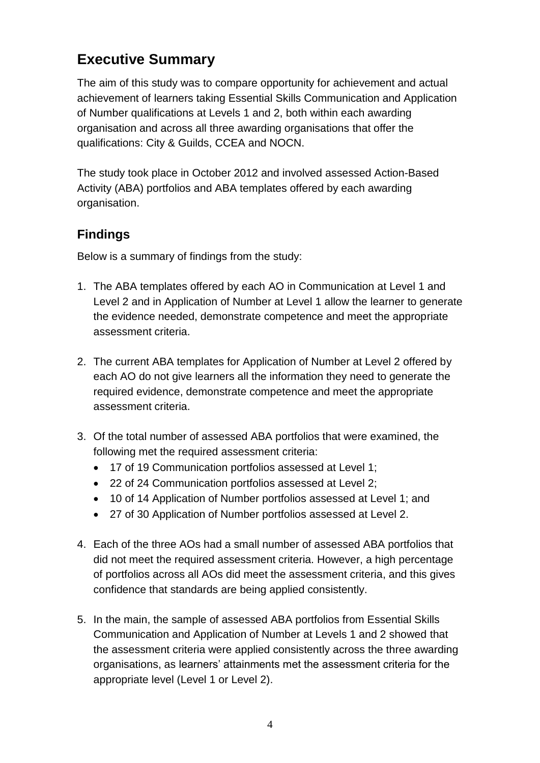# Executive Summary

The aim of this study was to compare opportunity for achievement and actual achievement of learners taking Essential Skills Communication and Application of Number qualifications at Levels 1 and 2, both within each awarding organisation and across all three awarding organisations that offer the qualifications: City & Guilds, CCEA and NOCN.

The study took place in October 2012 and involved assessed Action-Based Activity (ABA) portfolios and ABA templates offered by each awarding organisation.

## Findings

Below is a summary of findings from the study:

1. The ABA templates offered by each AO in Communication at Level 1 and Level 2 and in Application of Number at Level 1 allow the learner to generate the evidence needed, demonstrate competence and meet the appropriate assessment criteria.

2. The current ABA templates for Application of Number at Level 2 offered by each AO do not give learners all the information they need to generate the required evidence, demonstrate competence and meet the appropriate assessment criteria.

3. Of the total number of assessed ABA portfolios that were examined, the following met the required assessment criteria:
   - 17 of 19 Communication portfolios assessed at Level 1;
   - 22 of 24 Communication portfolios assessed at Level 2;
   - 10 of 14 Application of Number portfolios assessed at Level 1; and
   - 27 of 30 Application of Number portfolios assessed at Level 2.

4. Each of the three AOs had a small number of assessed ABA portfolios that did not meet the required assessment criteria. However, a high percentage of portfolios across all AOs did meet the assessment criteria, and this gives confidence that standards are being applied consistently.

5. In the main, the sample of assessed ABA portfolios from Essential Skills Communication and Application of Number at Levels 1 and 2 showed that the assessment criteria were applied consistently across the three awarding organisations, as learners' attainments met the assessment criteria for the appropriate level (Level 1 or Level 2).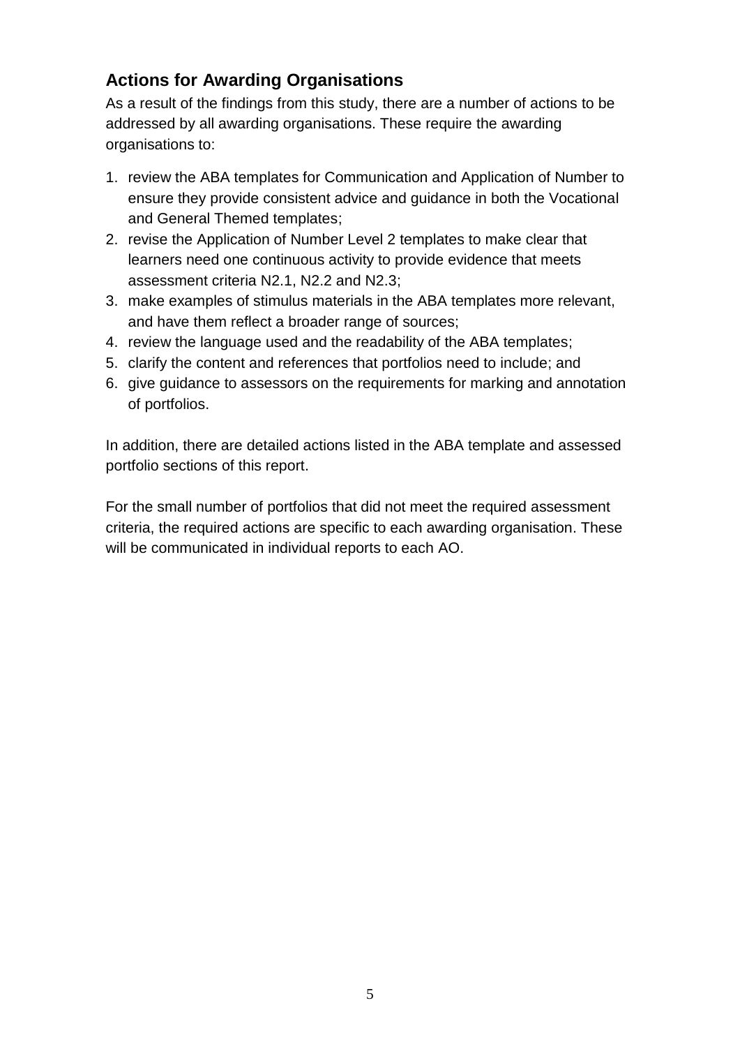## Actions for Awarding Organisations

As a result of the findings from this study, there are a number of actions to be addressed by all awarding organisations. These require the awarding organisations to:

1. review the ABA templates for Communication and Application of Number to ensure they provide consistent advice and guidance in both the Vocational and General Themed templates;
2. revise the Application of Number Level 2 templates to make clear that learners need one continuous activity to provide evidence that meets assessment criteria N2.1, N2.2 and N2.3;
3. make examples of stimulus materials in the ABA templates more relevant, and have them reflect a broader range of sources;
4. review the language used and the readability of the ABA templates;
5. clarify the content and references that portfolios need to include; and
6. give guidance to assessors on the requirements for marking and annotation of portfolios.

In addition, there are detailed actions listed in the ABA template and assessed portfolio sections of this report.

For the small number of portfolios that did not meet the required assessment criteria, the required actions are specific to each awarding organisation. These will be communicated in individual reports to each AO.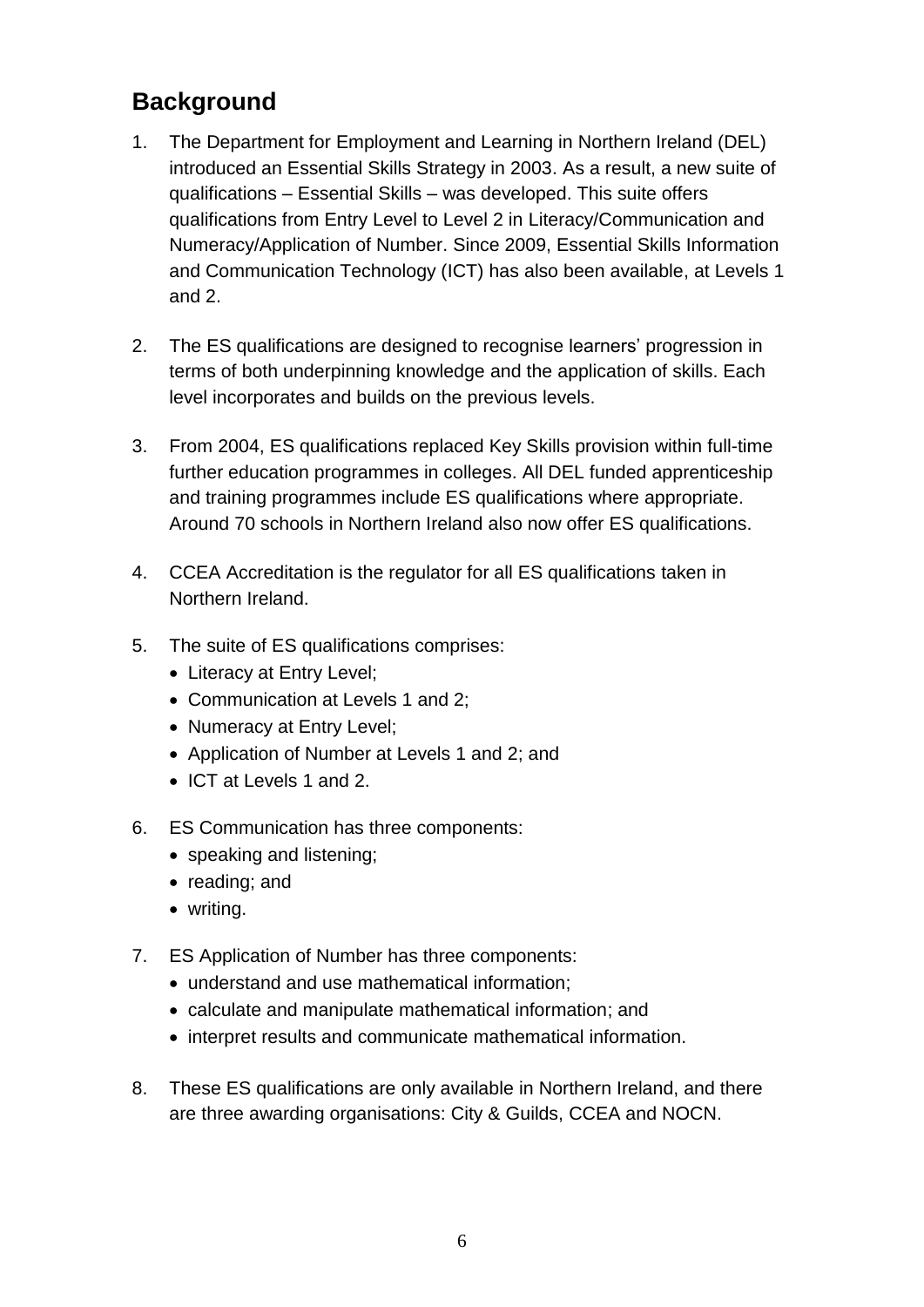## Background

1. The Department for Employment and Learning in Northern Ireland (DEL) introduced an Essential Skills Strategy in 2003. As a result, a new suite of qualifications – Essential Skills – was developed. This suite offers qualifications from Entry Level to Level 2 in Literacy/Communication and Numeracy/Application of Number. Since 2009, Essential Skills Information and Communication Technology (ICT) has also been available, at Levels 1 and 2.

2. The ES qualifications are designed to recognise learners' progression in terms of both underpinning knowledge and the application of skills. Each level incorporates and builds on the previous levels.

3. From 2004, ES qualifications replaced Key Skills provision within full-time further education programmes in colleges. All DEL funded apprenticeship and training programmes include ES qualifications where appropriate. Around 70 schools in Northern Ireland also now offer ES qualifications.

4. CCEA Accreditation is the regulator for all ES qualifications taken in Northern Ireland.

5. The suite of ES qualifications comprises:
   - Literacy at Entry Level;
   - Communication at Levels 1 and 2;
   - Numeracy at Entry Level;
   - Application of Number at Levels 1 and 2; and
   - ICT at Levels 1 and 2.

6. ES Communication has three components:
   - speaking and listening;
   - reading; and
   - writing.

7. ES Application of Number has three components:
   - understand and use mathematical information;
   - calculate and manipulate mathematical information; and
   - interpret results and communicate mathematical information.

8. These ES qualifications are only available in Northern Ireland, and there are three awarding organisations: City & Guilds, CCEA and NOCN.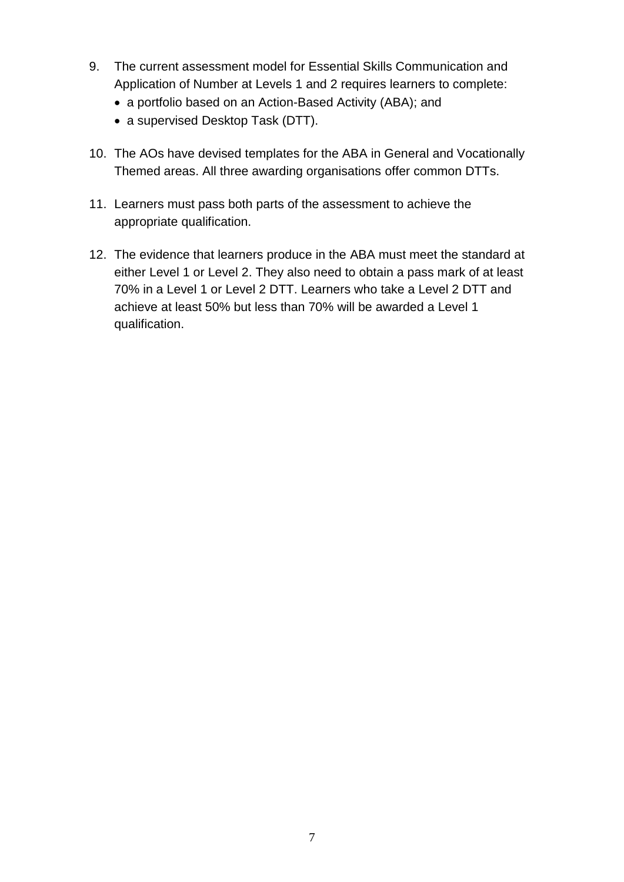9. The current assessment model for Essential Skills Communication and Application of Number at Levels 1 and 2 requires learners to complete:
   - a portfolio based on an Action-Based Activity (ABA); and
   - a supervised Desktop Task (DTT).

10. The AOs have devised templates for the ABA in General and Vocationally Themed areas. All three awarding organisations offer common DTTs.

11. Learners must pass both parts of the assessment to achieve the appropriate qualification.

12. The evidence that learners produce in the ABA must meet the standard at either Level 1 or Level 2. They also need to obtain a pass mark of at least 70% in a Level 1 or Level 2 DTT. Learners who take a Level 2 DTT and achieve at least 50% but less than 70% will be awarded a Level 1 qualification.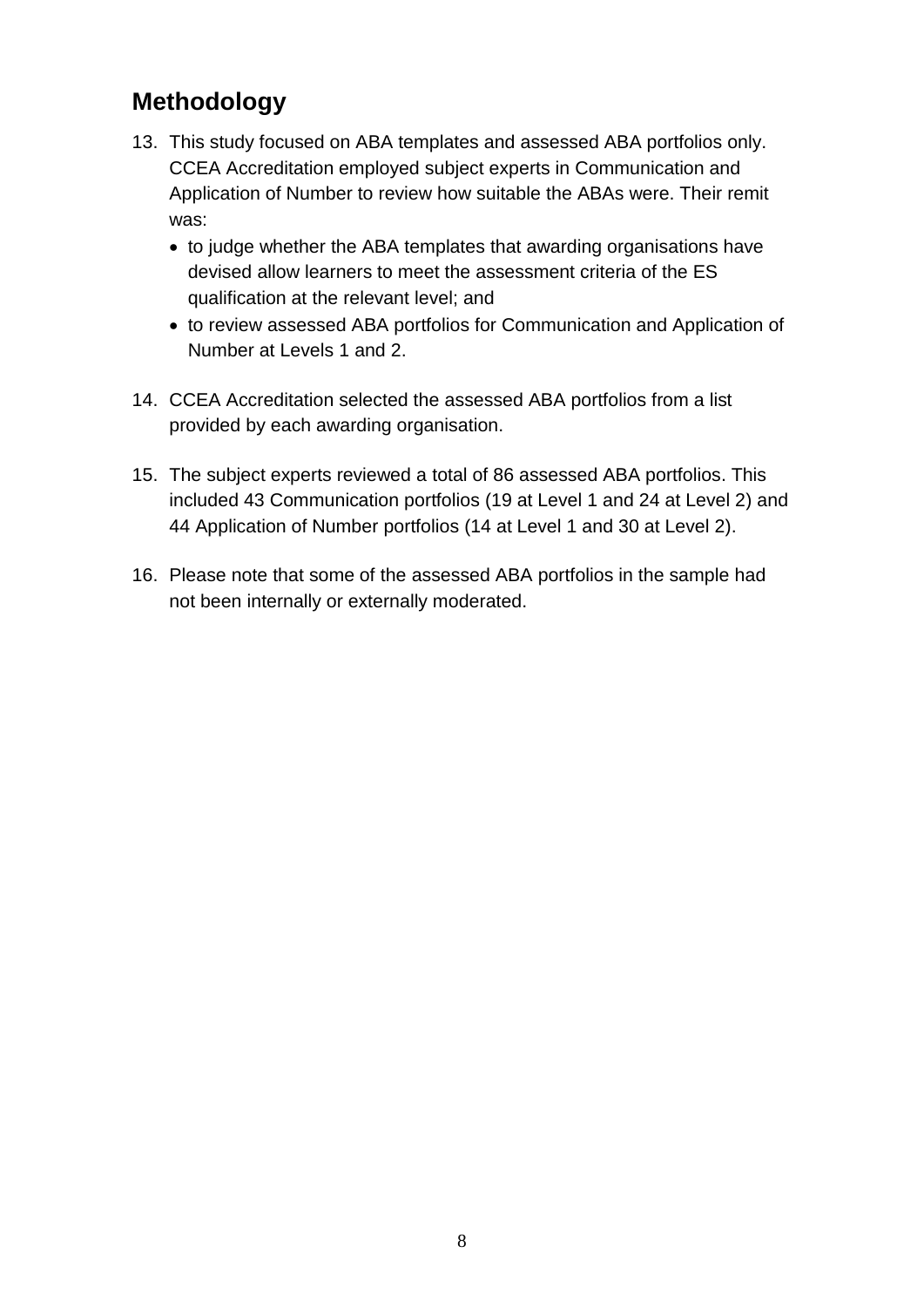## Methodology

13. This study focused on ABA templates and assessed ABA portfolios only. CCEA Accreditation employed subject experts in Communication and Application of Number to review how suitable the ABAs were. Their remit was:
    - to judge whether the ABA templates that awarding organisations have devised allow learners to meet the assessment criteria of the ES qualification at the relevant level; and
    - to review assessed ABA portfolios for Communication and Application of Number at Levels 1 and 2.

14. CCEA Accreditation selected the assessed ABA portfolios from a list provided by each awarding organisation.

15. The subject experts reviewed a total of 86 assessed ABA portfolios. This included 43 Communication portfolios (19 at Level 1 and 24 at Level 2) and 44 Application of Number portfolios (14 at Level 1 and 30 at Level 2).

16. Please note that some of the assessed ABA portfolios in the sample had not been internally or externally moderated.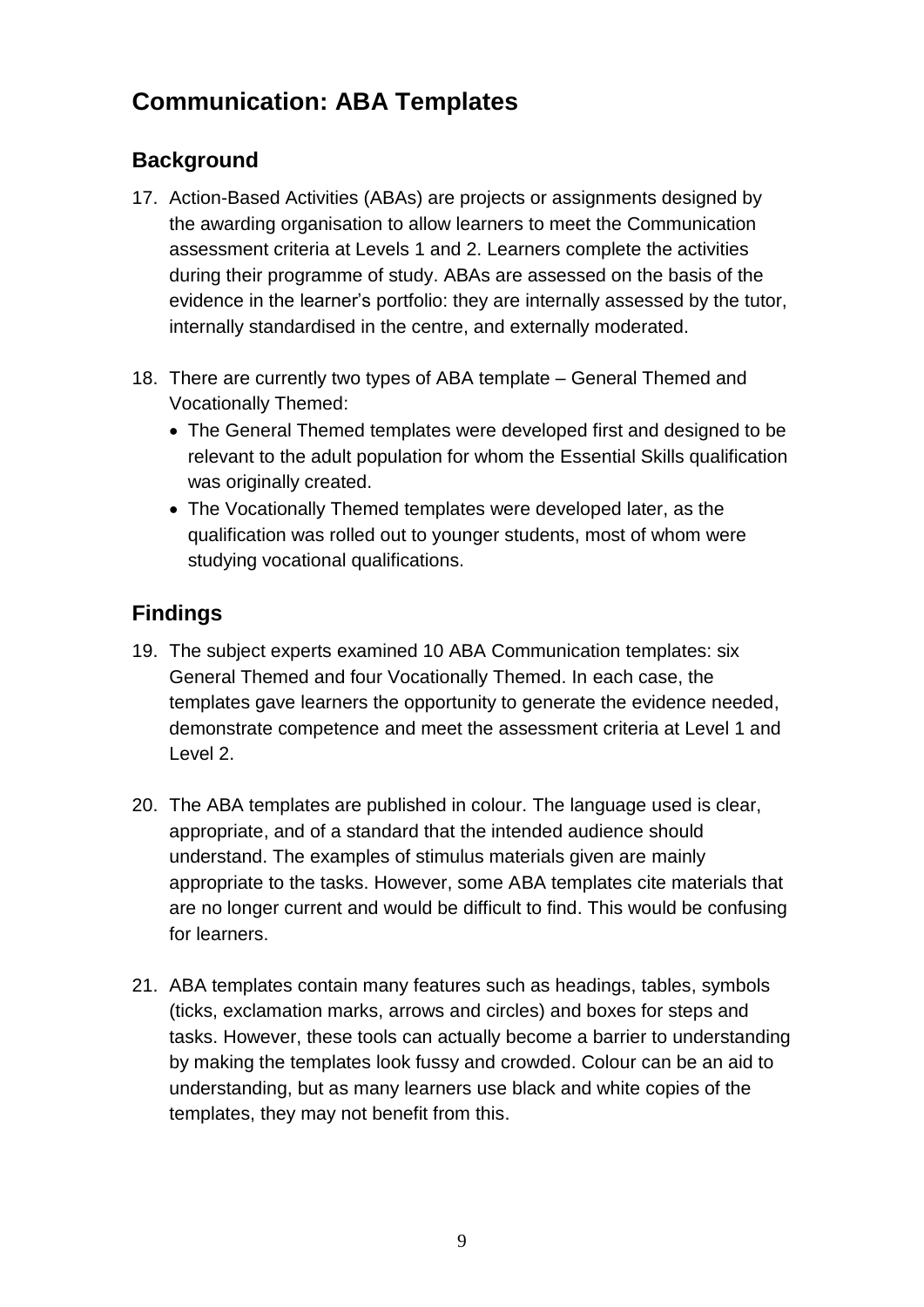# Communication: ABA Templates

## Background

17. Action-Based Activities (ABAs) are projects or assignments designed by the awarding organisation to allow learners to meet the Communication assessment criteria at Levels 1 and 2. Learners complete the activities during their programme of study. ABAs are assessed on the basis of the evidence in the learner's portfolio: they are internally assessed by the tutor, internally standardised in the centre, and externally moderated.

18. There are currently two types of ABA template – General Themed and Vocationally Themed:
    - The General Themed templates were developed first and designed to be relevant to the adult population for whom the Essential Skills qualification was originally created.
    - The Vocationally Themed templates were developed later, as the qualification was rolled out to younger students, most of whom were studying vocational qualifications.

## Findings

19. The subject experts examined 10 ABA Communication templates: six General Themed and four Vocationally Themed. In each case, the templates gave learners the opportunity to generate the evidence needed, demonstrate competence and meet the assessment criteria at Level 1 and Level 2.

20. The ABA templates are published in colour. The language used is clear, appropriate, and of a standard that the intended audience should understand. The examples of stimulus materials given are mainly appropriate to the tasks. However, some ABA templates cite materials that are no longer current and would be difficult to find. This would be confusing for learners.

21. ABA templates contain many features such as headings, tables, symbols (ticks, exclamation marks, arrows and circles) and boxes for steps and tasks. However, these tools can actually become a barrier to understanding by making the templates look fussy and crowded. Colour can be an aid to understanding, but as many learners use black and white copies of the templates, they may not benefit from this.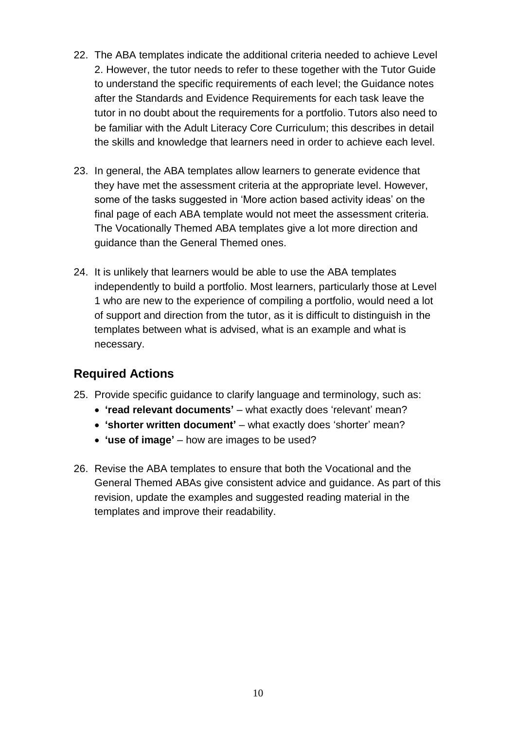22. The ABA templates indicate the additional criteria needed to achieve Level 2. However, the tutor needs to refer to these together with the Tutor Guide to understand the specific requirements of each level; the Guidance notes after the Standards and Evidence Requirements for each task leave the tutor in no doubt about the requirements for a portfolio. Tutors also need to be familiar with the Adult Literacy Core Curriculum; this describes in detail the skills and knowledge that learners need in order to achieve each level.

23. In general, the ABA templates allow learners to generate evidence that they have met the assessment criteria at the appropriate level. However, some of the tasks suggested in 'More action based activity ideas' on the final page of each ABA template would not meet the assessment criteria. The Vocationally Themed ABA templates give a lot more direction and guidance than the General Themed ones.

24. It is unlikely that learners would be able to use the ABA templates independently to build a portfolio. Most learners, particularly those at Level 1 who are new to the experience of compiling a portfolio, would need a lot of support and direction from the tutor, as it is difficult to distinguish in the templates between what is advised, what is an example and what is necessary.

## Required Actions

25. Provide specific guidance to clarify language and terminology, such as:
    - **'read relevant documents'** – what exactly does 'relevant' mean?
    - **'shorter written document'** – what exactly does 'shorter' mean?
    - **'use of image'** – how are images to be used?

26. Revise the ABA templates to ensure that both the Vocational and the General Themed ABAs give consistent advice and guidance. As part of this revision, update the examples and suggested reading material in the templates and improve their readability.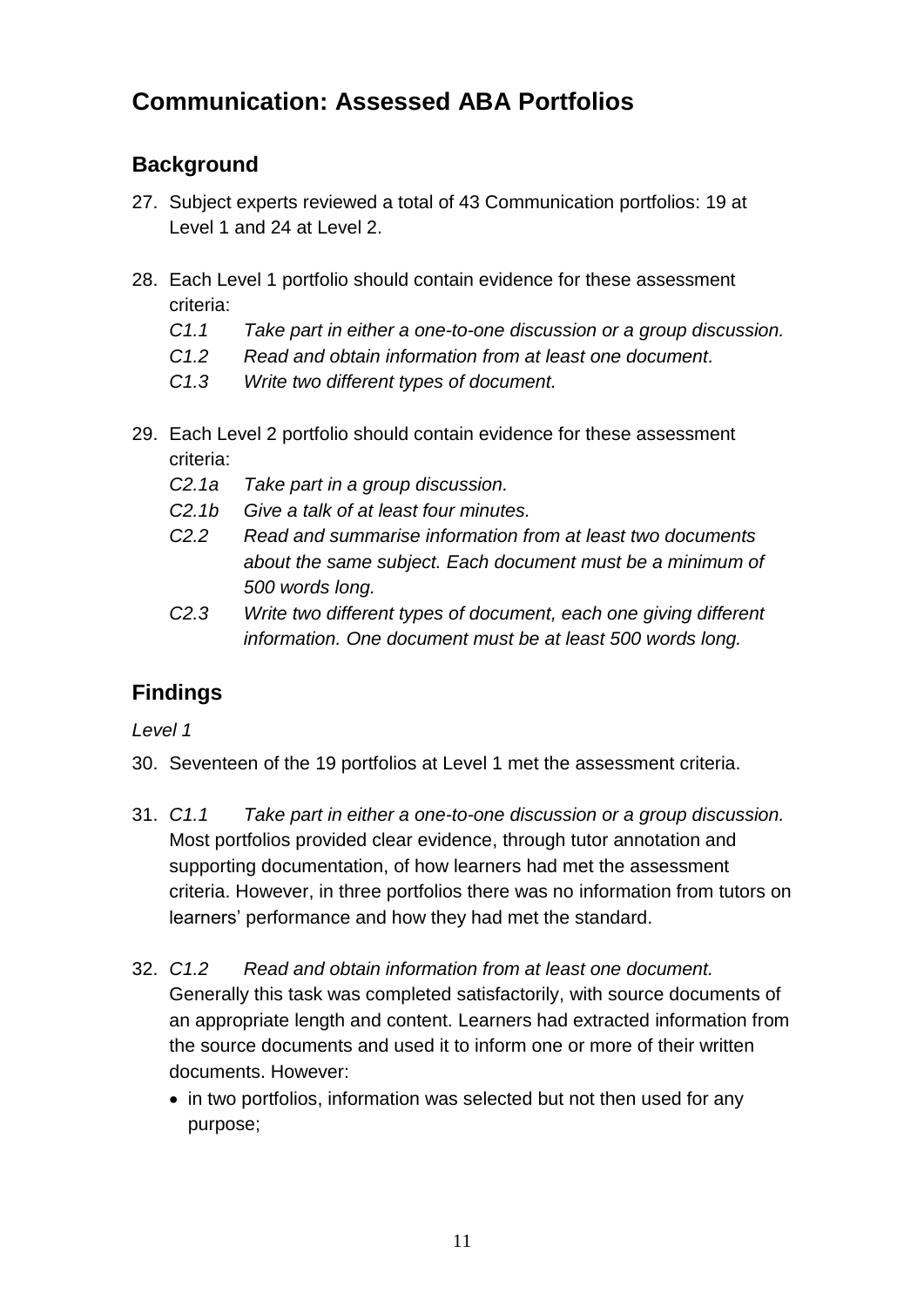## Communication: Assessed ABA Portfolios

### Background

27. Subject experts reviewed a total of 43 Communication portfolios: 19 at Level 1 and 24 at Level 2.

28. Each Level 1 portfolio should contain evidence for these assessment criteria:
    - *C1.1 Take part in either a one-to-one discussion or a group discussion.*
    - *C1.2 Read and obtain information from at least one document.*
    - *C1.3 Write two different types of document.*

29. Each Level 2 portfolio should contain evidence for these assessment criteria:
    - *C2.1a Take part in a group discussion.*
    - *C2.1b Give a talk of at least four minutes.*
    - *C2.2 Read and summarise information from at least two documents about the same subject. Each document must be a minimum of 500 words long.*
    - *C2.3 Write two different types of document, each one giving different information. One document must be at least 500 words long.*

### Findings

*Level 1*

30. Seventeen of the 19 portfolios at Level 1 met the assessment criteria.

31. *C1.1 Take part in either a one-to-one discussion or a group discussion.* Most portfolios provided clear evidence, through tutor annotation and supporting documentation, of how learners had met the assessment criteria. However, in three portfolios there was no information from tutors on learners' performance and how they had met the standard.

32. *C1.2 Read and obtain information from at least one document.* Generally this task was completed satisfactorily, with source documents of an appropriate length and content. Learners had extracted information from the source documents and used it to inform one or more of their written documents. However:
    - in two portfolios, information was selected but not then used for any purpose;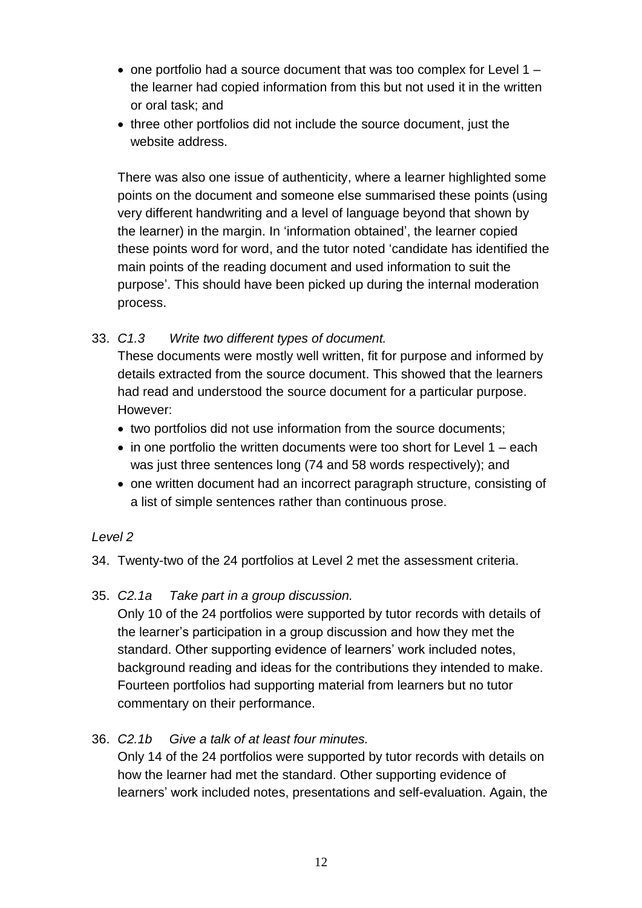- one portfolio had a source document that was too complex for Level 1 – the learner had copied information from this but not used it in the written or oral task; and
- three other portfolios did not include the source document, just the website address.

There was also one issue of authenticity, where a learner highlighted some points on the document and someone else summarised these points (using very different handwriting and a level of language beyond that shown by the learner) in the margin. In 'information obtained', the learner copied these points word for word, and the tutor noted 'candidate has identified the main points of the reading document and used information to suit the purpose'. This should have been picked up during the internal moderation process.

33. *C1.3 Write two different types of document.*
These documents were mostly well written, fit for purpose and informed by details extracted from the source document. This showed that the learners had read and understood the source document for a particular purpose. However:
    - two portfolios did not use information from the source documents;
    - in one portfolio the written documents were too short for Level 1 – each was just three sentences long (74 and 58 words respectively); and
    - one written document had an incorrect paragraph structure, consisting of a list of simple sentences rather than continuous prose.

*Level 2*

34. Twenty-two of the 24 portfolios at Level 2 met the assessment criteria.

35. *C2.1a Take part in a group discussion.*
Only 10 of the 24 portfolios were supported by tutor records with details of the learner's participation in a group discussion and how they met the standard. Other supporting evidence of learners' work included notes, background reading and ideas for the contributions they intended to make. Fourteen portfolios had supporting material from learners but no tutor commentary on their performance.

36. *C2.1b Give a talk of at least four minutes.*
Only 14 of the 24 portfolios were supported by tutor records with details on how the learner had met the standard. Other supporting evidence of learners' work included notes, presentations and self-evaluation. Again, the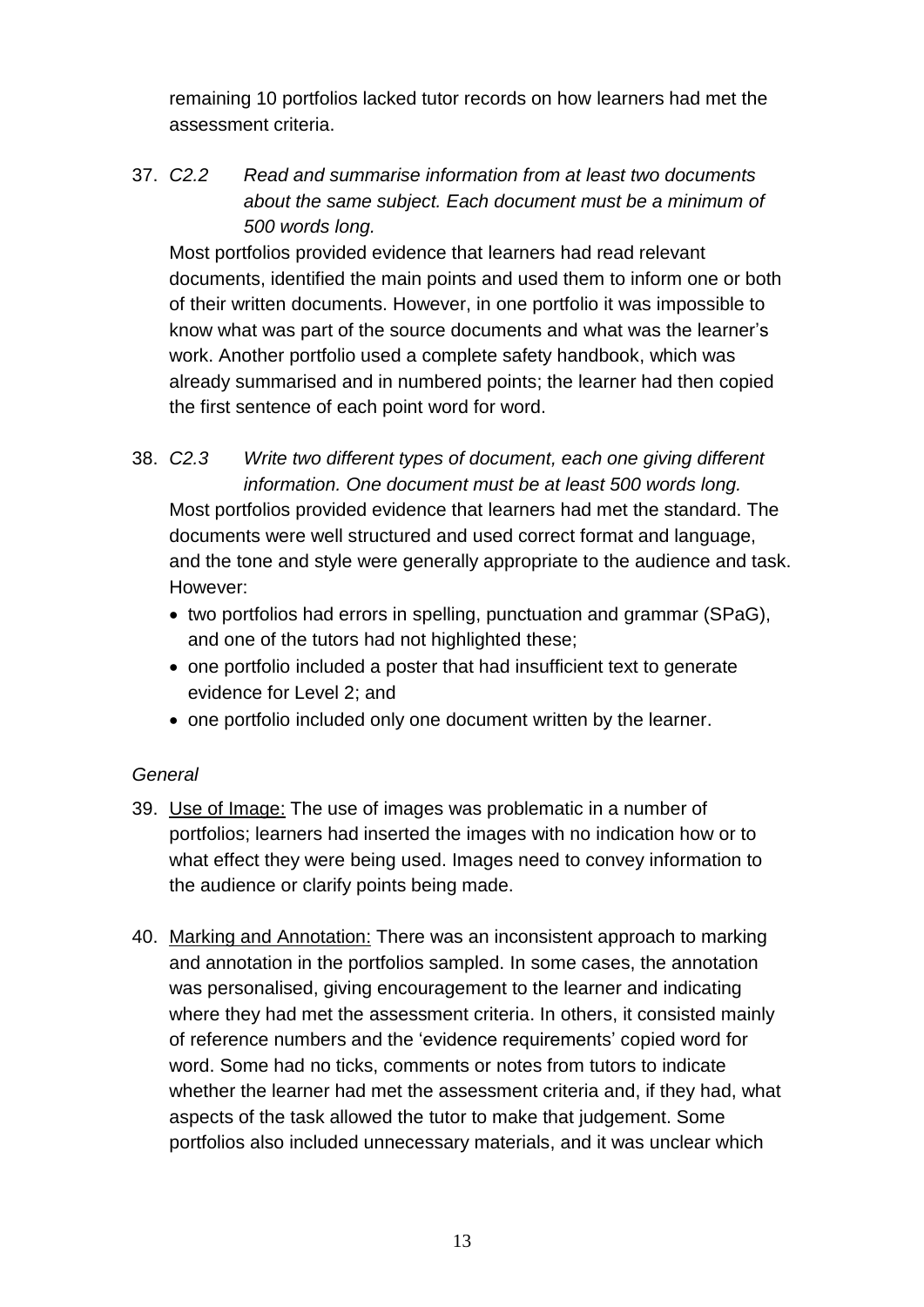remaining 10 portfolios lacked tutor records on how learners had met the assessment criteria.

37. *C2.2 Read and summarise information from at least two documents about the same subject. Each document must be a minimum of 500 words long.*

    Most portfolios provided evidence that learners had read relevant documents, identified the main points and used them to inform one or both of their written documents. However, in one portfolio it was impossible to know what was part of the source documents and what was the learner's work. Another portfolio used a complete safety handbook, which was already summarised and in numbered points; the learner had then copied the first sentence of each point word for word.

38. *C2.3 Write two different types of document, each one giving different information. One document must be at least 500 words long.*

    Most portfolios provided evidence that learners had met the standard. The documents were well structured and used correct format and language, and the tone and style were generally appropriate to the audience and task. However:

    - two portfolios had errors in spelling, punctuation and grammar (SPaG), and one of the tutors had not highlighted these;
    - one portfolio included a poster that had insufficient text to generate evidence for Level 2; and
    - one portfolio included only one document written by the learner.

*General*

39. Use of Image: The use of images was problematic in a number of portfolios; learners had inserted the images with no indication how or to what effect they were being used. Images need to convey information to the audience or clarify points being made.

40. Marking and Annotation: There was an inconsistent approach to marking and annotation in the portfolios sampled. In some cases, the annotation was personalised, giving encouragement to the learner and indicating where they had met the assessment criteria. In others, it consisted mainly of reference numbers and the 'evidence requirements' copied word for word. Some had no ticks, comments or notes from tutors to indicate whether the learner had met the assessment criteria and, if they had, what aspects of the task allowed the tutor to make that judgement. Some portfolios also included unnecessary materials, and it was unclear which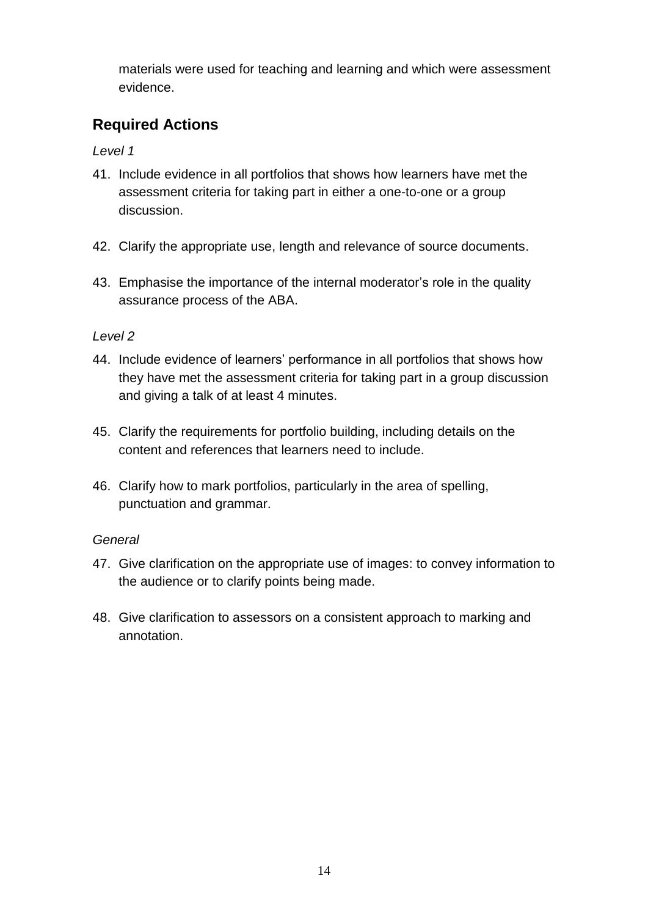materials were used for teaching and learning and which were assessment evidence.

## Required Actions

*Level 1*

41. Include evidence in all portfolios that shows how learners have met the assessment criteria for taking part in either a one-to-one or a group discussion.

42. Clarify the appropriate use, length and relevance of source documents.

43. Emphasise the importance of the internal moderator's role in the quality assurance process of the ABA.

*Level 2*

44. Include evidence of learners' performance in all portfolios that shows how they have met the assessment criteria for taking part in a group discussion and giving a talk of at least 4 minutes.

45. Clarify the requirements for portfolio building, including details on the content and references that learners need to include.

46. Clarify how to mark portfolios, particularly in the area of spelling, punctuation and grammar.

*General*

47. Give clarification on the appropriate use of images: to convey information to the audience or to clarify points being made.

48. Give clarification to assessors on a consistent approach to marking and annotation.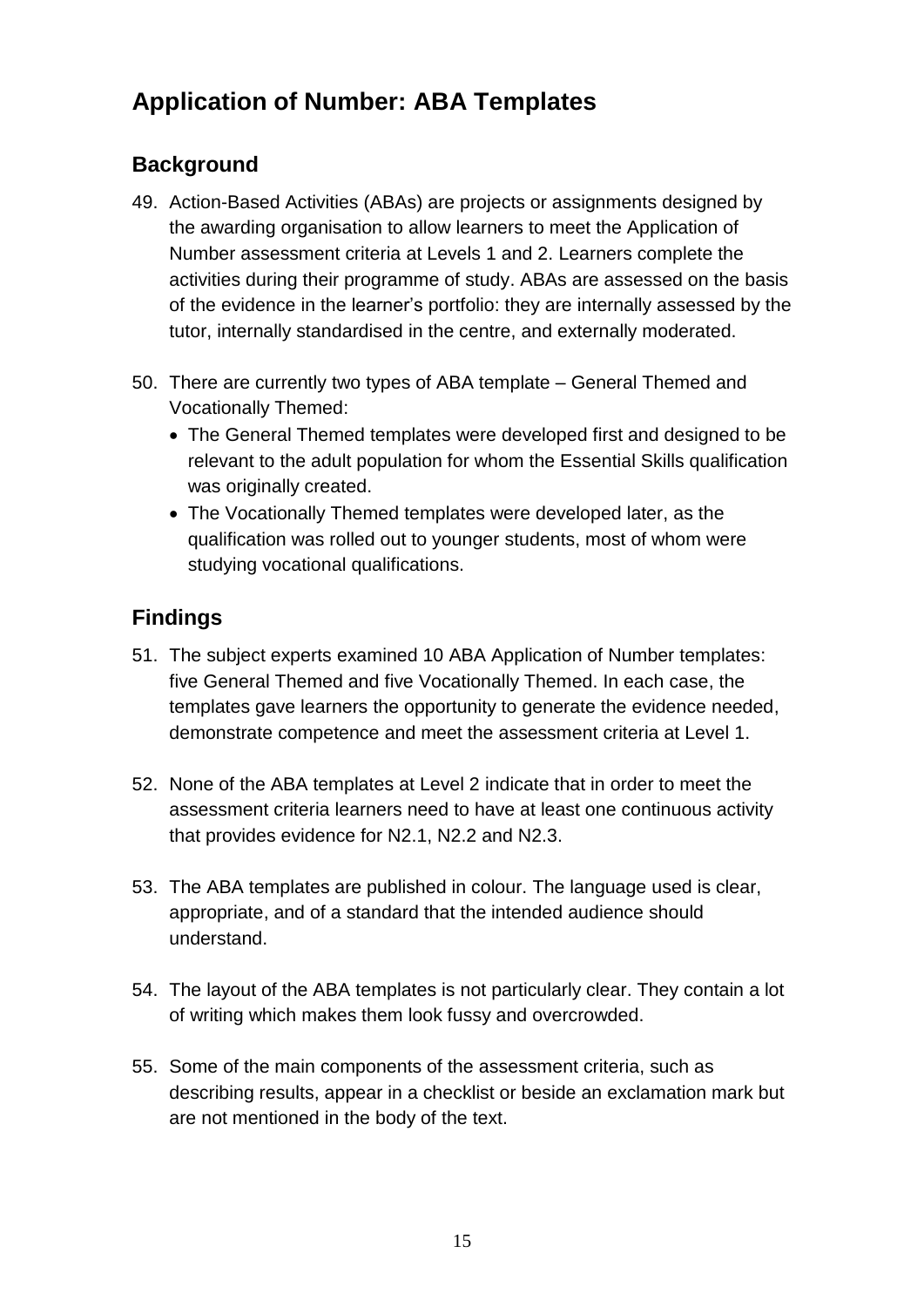# Application of Number: ABA Templates

## Background

49. Action-Based Activities (ABAs) are projects or assignments designed by the awarding organisation to allow learners to meet the Application of Number assessment criteria at Levels 1 and 2. Learners complete the activities during their programme of study. ABAs are assessed on the basis of the evidence in the learner's portfolio: they are internally assessed by the tutor, internally standardised in the centre, and externally moderated.

50. There are currently two types of ABA template – General Themed and Vocationally Themed:
    - The General Themed templates were developed first and designed to be relevant to the adult population for whom the Essential Skills qualification was originally created.
    - The Vocationally Themed templates were developed later, as the qualification was rolled out to younger students, most of whom were studying vocational qualifications.

## Findings

51. The subject experts examined 10 ABA Application of Number templates: five General Themed and five Vocationally Themed. In each case, the templates gave learners the opportunity to generate the evidence needed, demonstrate competence and meet the assessment criteria at Level 1.

52. None of the ABA templates at Level 2 indicate that in order to meet the assessment criteria learners need to have at least one continuous activity that provides evidence for N2.1, N2.2 and N2.3.

53. The ABA templates are published in colour. The language used is clear, appropriate, and of a standard that the intended audience should understand.

54. The layout of the ABA templates is not particularly clear. They contain a lot of writing which makes them look fussy and overcrowded.

55. Some of the main components of the assessment criteria, such as describing results, appear in a checklist or beside an exclamation mark but are not mentioned in the body of the text.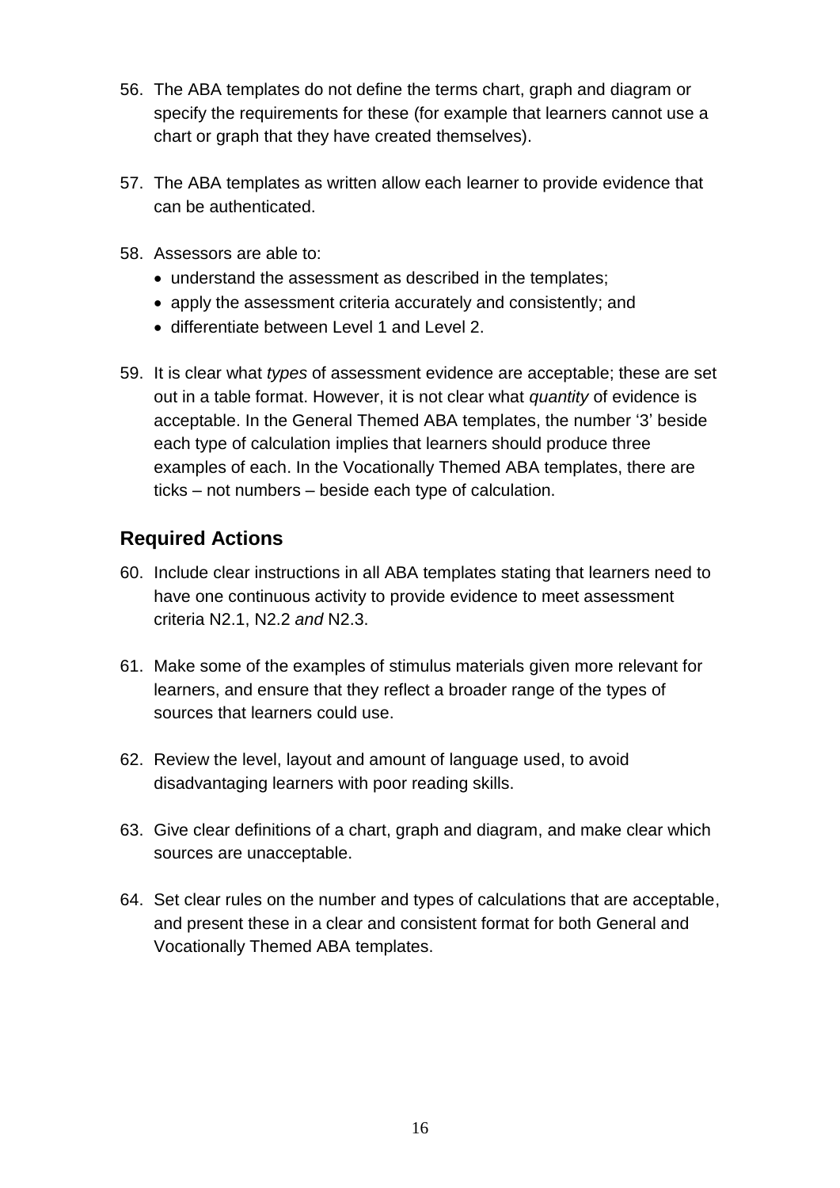56. The ABA templates do not define the terms chart, graph and diagram or specify the requirements for these (for example that learners cannot use a chart or graph that they have created themselves).

57. The ABA templates as written allow each learner to provide evidence that can be authenticated.

58. Assessors are able to:
    - understand the assessment as described in the templates;
    - apply the assessment criteria accurately and consistently; and
    - differentiate between Level 1 and Level 2.

59. It is clear what *types* of assessment evidence are acceptable; these are set out in a table format. However, it is not clear what *quantity* of evidence is acceptable. In the General Themed ABA templates, the number '3' beside each type of calculation implies that learners should produce three examples of each. In the Vocationally Themed ABA templates, there are ticks – not numbers – beside each type of calculation.

## Required Actions

60. Include clear instructions in all ABA templates stating that learners need to have one continuous activity to provide evidence to meet assessment criteria N2.1, N2.2 *and* N2.3.

61. Make some of the examples of stimulus materials given more relevant for learners, and ensure that they reflect a broader range of the types of sources that learners could use.

62. Review the level, layout and amount of language used, to avoid disadvantaging learners with poor reading skills.

63. Give clear definitions of a chart, graph and diagram, and make clear which sources are unacceptable.

64. Set clear rules on the number and types of calculations that are acceptable, and present these in a clear and consistent format for both General and Vocationally Themed ABA templates.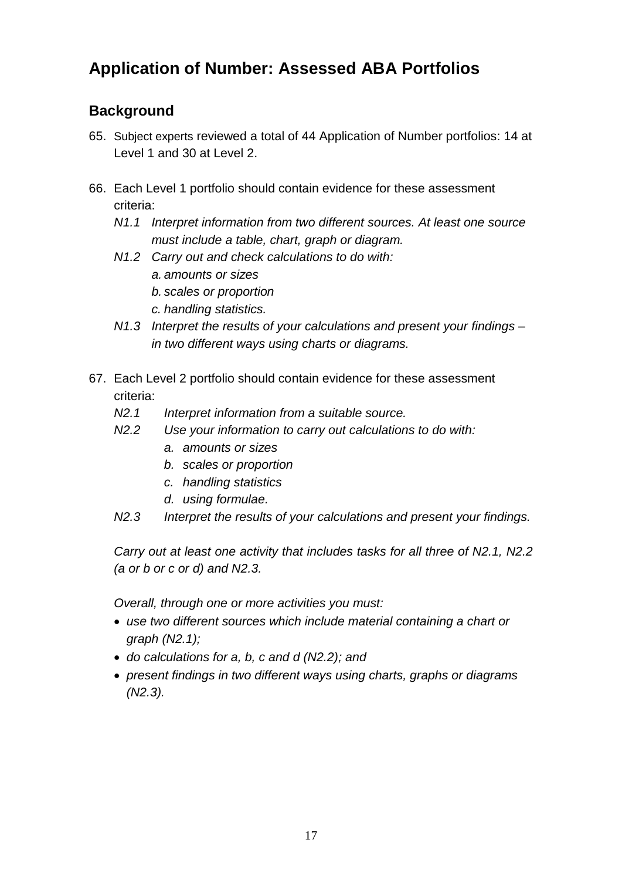## Application of Number: Assessed ABA Portfolios

### Background

65. Subject experts reviewed a total of 44 Application of Number portfolios: 14 at Level 1 and 30 at Level 2.

66. Each Level 1 portfolio should contain evidence for these assessment criteria:

    *N1.1 Interpret information from two different sources. At least one source must include a table, chart, graph or diagram.*

    *N1.2 Carry out and check calculations to do with:*

    *a. amounts or sizes*

    *b. scales or proportion*

    *c. handling statistics.*

    *N1.3 Interpret the results of your calculations and present your findings – in two different ways using charts or diagrams.*

67. Each Level 2 portfolio should contain evidence for these assessment criteria:

    *N2.1 Interpret information from a suitable source.*

    *N2.2 Use your information to carry out calculations to do with:*

    *a. amounts or sizes*

    *b. scales or proportion*

    *c. handling statistics*

    *d. using formulae.*

    *N2.3 Interpret the results of your calculations and present your findings.*

    *Carry out at least one activity that includes tasks for all three of N2.1, N2.2 (a or b or c or d) and N2.3.*

    *Overall, through one or more activities you must:*

    - *use two different sources which include material containing a chart or graph (N2.1);*
    - *do calculations for a, b, c and d (N2.2); and*
    - *present findings in two different ways using charts, graphs or diagrams (N2.3).*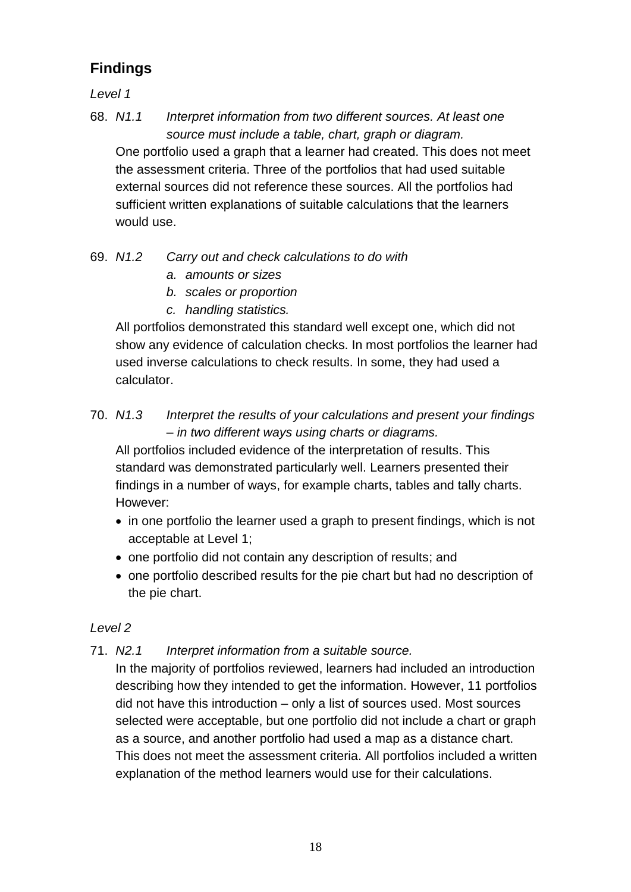## Findings

*Level 1*

68. *N1.1 Interpret information from two different sources. At least one source must include a table, chart, graph or diagram.*

    One portfolio used a graph that a learner had created. This does not meet the assessment criteria. Three of the portfolios that had used suitable external sources did not reference these sources. All the portfolios had sufficient written explanations of suitable calculations that the learners would use.

69. *N1.2 Carry out and check calculations to do with*
    *a. amounts or sizes*
    *b. scales or proportion*
    *c. handling statistics.*

    All portfolios demonstrated this standard well except one, which did not show any evidence of calculation checks. In most portfolios the learner had used inverse calculations to check results. In some, they had used a calculator.

70. *N1.3 Interpret the results of your calculations and present your findings – in two different ways using charts or diagrams.*

    All portfolios included evidence of the interpretation of results. This standard was demonstrated particularly well. Learners presented their findings in a number of ways, for example charts, tables and tally charts. However:

    - in one portfolio the learner used a graph to present findings, which is not acceptable at Level 1;
    - one portfolio did not contain any description of results; and
    - one portfolio described results for the pie chart but had no description of the pie chart.

*Level 2*

71. *N2.1 Interpret information from a suitable source.*

    In the majority of portfolios reviewed, learners had included an introduction describing how they intended to get the information. However, 11 portfolios did not have this introduction – only a list of sources used. Most sources selected were acceptable, but one portfolio did not include a chart or graph as a source, and another portfolio had used a map as a distance chart. This does not meet the assessment criteria. All portfolios included a written explanation of the method learners would use for their calculations.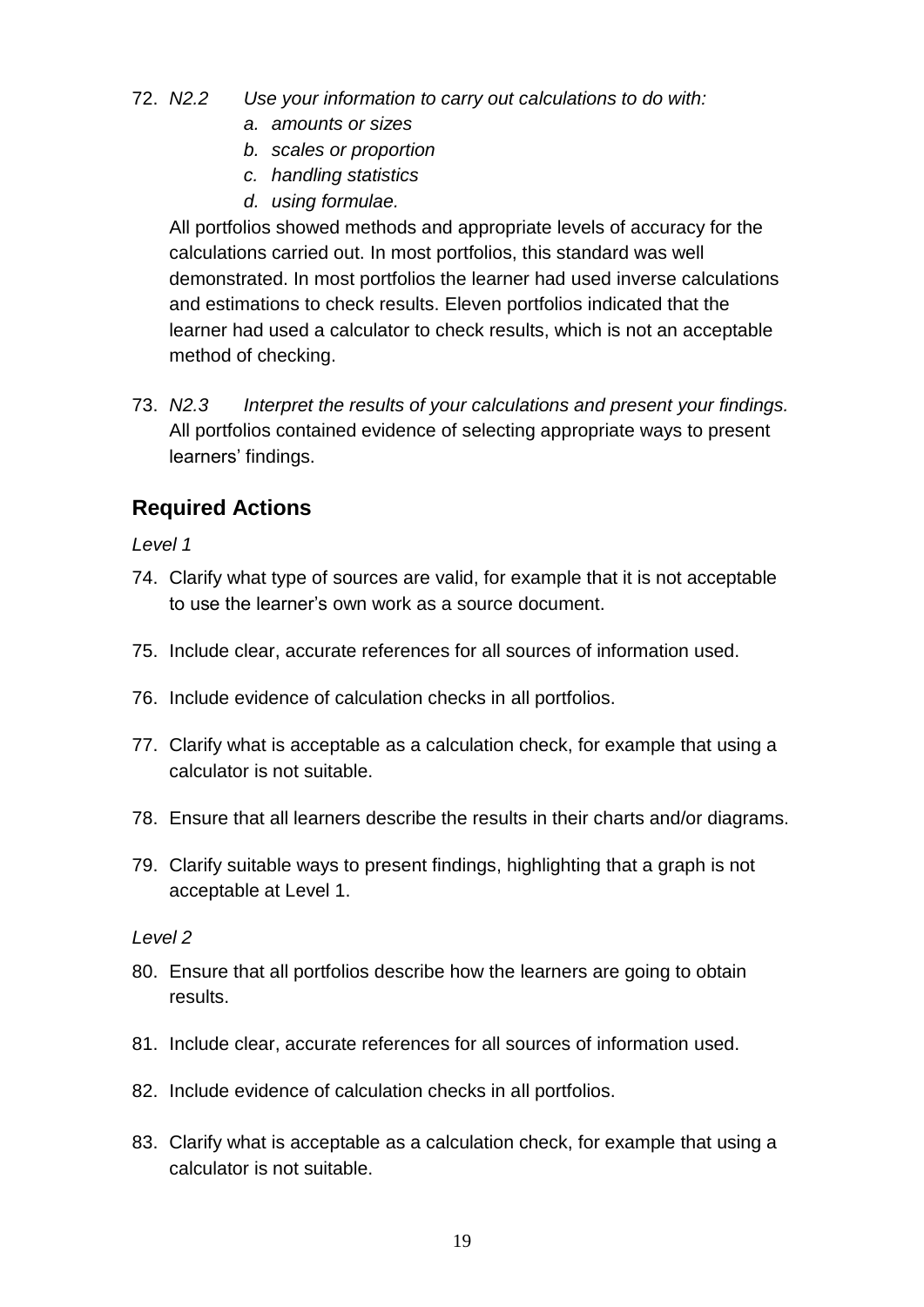72. *N2.2 Use your information to carry out calculations to do with:*
    a. *amounts or sizes*
    b. *scales or proportion*
    c. *handling statistics*
    d. *using formulae.*

    All portfolios showed methods and appropriate levels of accuracy for the calculations carried out. In most portfolios, this standard was well demonstrated. In most portfolios the learner had used inverse calculations and estimations to check results. Eleven portfolios indicated that the learner had used a calculator to check results, which is not an acceptable method of checking.

73. *N2.3 Interpret the results of your calculations and present your findings.* All portfolios contained evidence of selecting appropriate ways to present learners' findings.

## Required Actions

*Level 1*

74. Clarify what type of sources are valid, for example that it is not acceptable to use the learner's own work as a source document.

75. Include clear, accurate references for all sources of information used.

76. Include evidence of calculation checks in all portfolios.

77. Clarify what is acceptable as a calculation check, for example that using a calculator is not suitable.

78. Ensure that all learners describe the results in their charts and/or diagrams.

79. Clarify suitable ways to present findings, highlighting that a graph is not acceptable at Level 1.

*Level 2*

80. Ensure that all portfolios describe how the learners are going to obtain results.

81. Include clear, accurate references for all sources of information used.

82. Include evidence of calculation checks in all portfolios.

83. Clarify what is acceptable as a calculation check, for example that using a calculator is not suitable.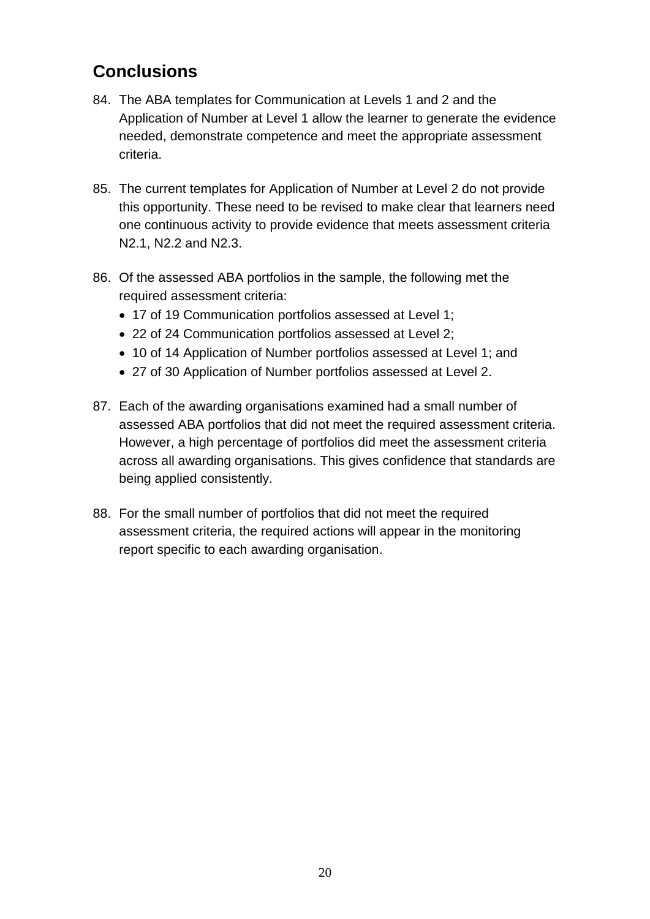## Conclusions

84. The ABA templates for Communication at Levels 1 and 2 and the Application of Number at Level 1 allow the learner to generate the evidence needed, demonstrate competence and meet the appropriate assessment criteria.

85. The current templates for Application of Number at Level 2 do not provide this opportunity. These need to be revised to make clear that learners need one continuous activity to provide evidence that meets assessment criteria N2.1, N2.2 and N2.3.

86. Of the assessed ABA portfolios in the sample, the following met the required assessment criteria:
    - 17 of 19 Communication portfolios assessed at Level 1;
    - 22 of 24 Communication portfolios assessed at Level 2;
    - 10 of 14 Application of Number portfolios assessed at Level 1; and
    - 27 of 30 Application of Number portfolios assessed at Level 2.

87. Each of the awarding organisations examined had a small number of assessed ABA portfolios that did not meet the required assessment criteria. However, a high percentage of portfolios did meet the assessment criteria across all awarding organisations. This gives confidence that standards are being applied consistently.

88. For the small number of portfolios that did not meet the required assessment criteria, the required actions will appear in the monitoring report specific to each awarding organisation.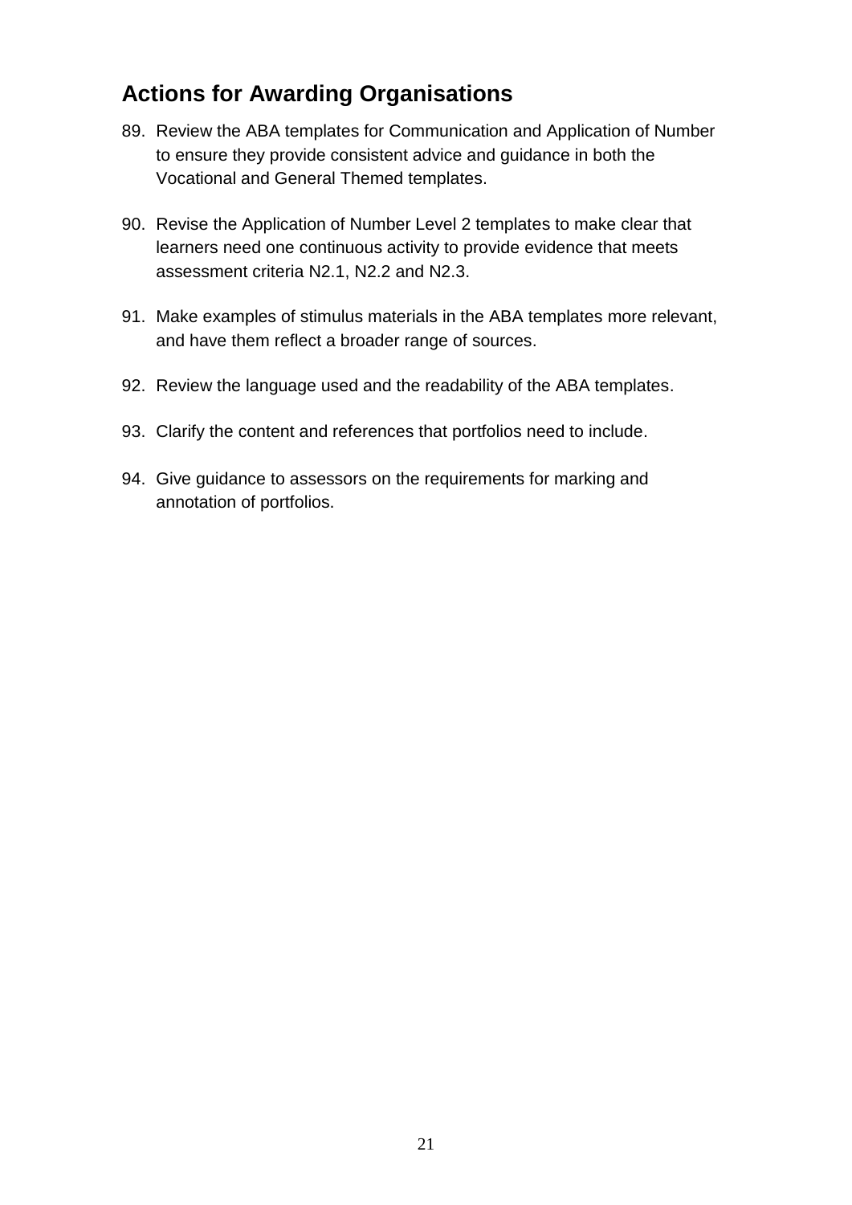## Actions for Awarding Organisations

89. Review the ABA templates for Communication and Application of Number to ensure they provide consistent advice and guidance in both the Vocational and General Themed templates.

90. Revise the Application of Number Level 2 templates to make clear that learners need one continuous activity to provide evidence that meets assessment criteria N2.1, N2.2 and N2.3.

91. Make examples of stimulus materials in the ABA templates more relevant, and have them reflect a broader range of sources.

92. Review the language used and the readability of the ABA templates.

93. Clarify the content and references that portfolios need to include.

94. Give guidance to assessors on the requirements for marking and annotation of portfolios.